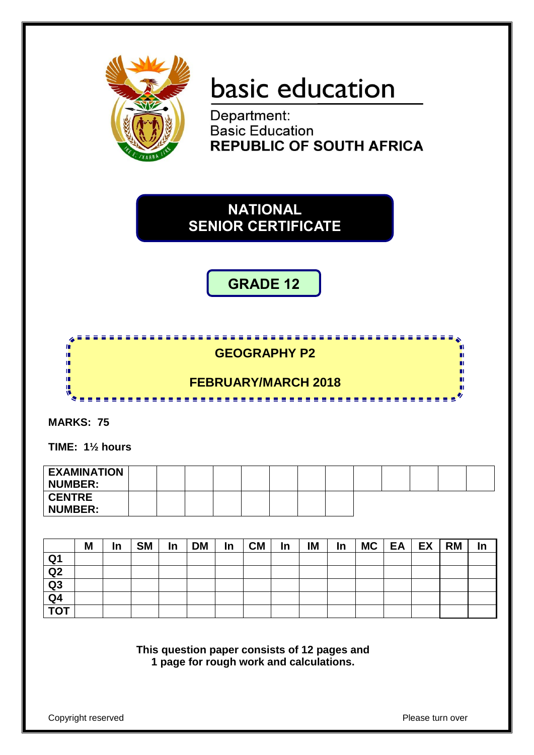basic education

Department:
Basic Education
**REPUBLIC OF SOUTH AFRICA**

# NATIONAL SENIOR CERTIFICATE

## GRADE 12

## GEOGRAPHY P2

## FEBRUARY/MARCH 2018

**MARKS: 75**

**TIME: 1½ hours**

| **EXAMINATION NUMBER:** | | | | | | | | | | | | | |
|---|---|---|---|---|---|---|---|---|---|---|---|---|---|
| **CENTRE NUMBER:** | | | | | | | | | | | | | |

| | M | In | SM | In | DM | In | CM | In | IM | In | MC | EA | EX | RM | In |
|---|---|---|---|---|---|---|---|---|---|---|---|---|---|---|---|
| Q1 | | | | | | | | | | | | | | | |
| Q2 | | | | | | | | | | | | | | | |
| Q3 | | | | | | | | | | | | | | | |
| Q4 | | | | | | | | | | | | | | | |
| TOT | | | | | | | | | | | | | | | |

**This question paper consists of 12 pages and 1 page for rough work and calculations.**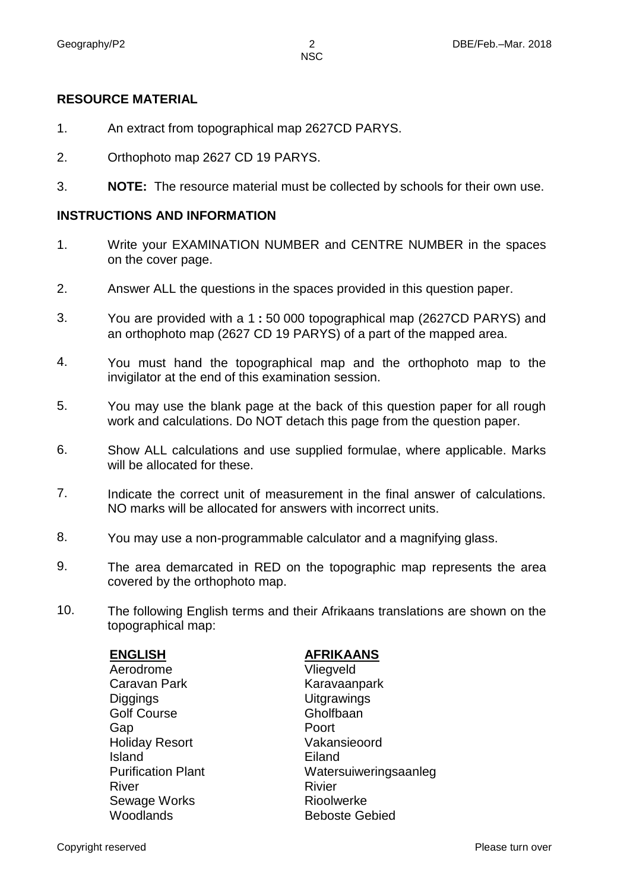## RESOURCE MATERIAL

1. An extract from topographical map 2627CD PARYS.
2. Orthophoto map 2627 CD 19 PARYS.
3. **NOTE:** The resource material must be collected by schools for their own use.

## INSTRUCTIONS AND INFORMATION

1. Write your EXAMINATION NUMBER and CENTRE NUMBER in the spaces on the cover page.
2. Answer ALL the questions in the spaces provided in this question paper.
3. You are provided with a 1 **:** 50 000 topographical map (2627CD PARYS) and an orthophoto map (2627 CD 19 PARYS) of a part of the mapped area.
4. You must hand the topographical map and the orthophoto map to the invigilator at the end of this examination session.
5. You may use the blank page at the back of this question paper for all rough work and calculations. Do NOT detach this page from the question paper.
6. Show ALL calculations and use supplied formulae, where applicable. Marks will be allocated for these.
7. Indicate the correct unit of measurement in the final answer of calculations. NO marks will be allocated for answers with incorrect units.
8. You may use a non-programmable calculator and a magnifying glass.
9. The area demarcated in RED on the topographic map represents the area covered by the orthophoto map.
10. The following English terms and their Afrikaans translations are shown on the topographical map:

| **ENGLISH** | **AFRIKAANS** |
|---|---|
| Aerodrome | Vliegveld |
| Caravan Park | Karavaanpark |
| Diggings | Uitgrawings |
| Golf Course | Gholfbaan |
| Gap | Poort |
| Holiday Resort | Vakansieoord |
| Island | Eiland |
| Purification Plant | Watersuiweringsaanleg |
| River | Rivier |
| Sewage Works | Rioolwerke |
| Woodlands | Beboste Gebied |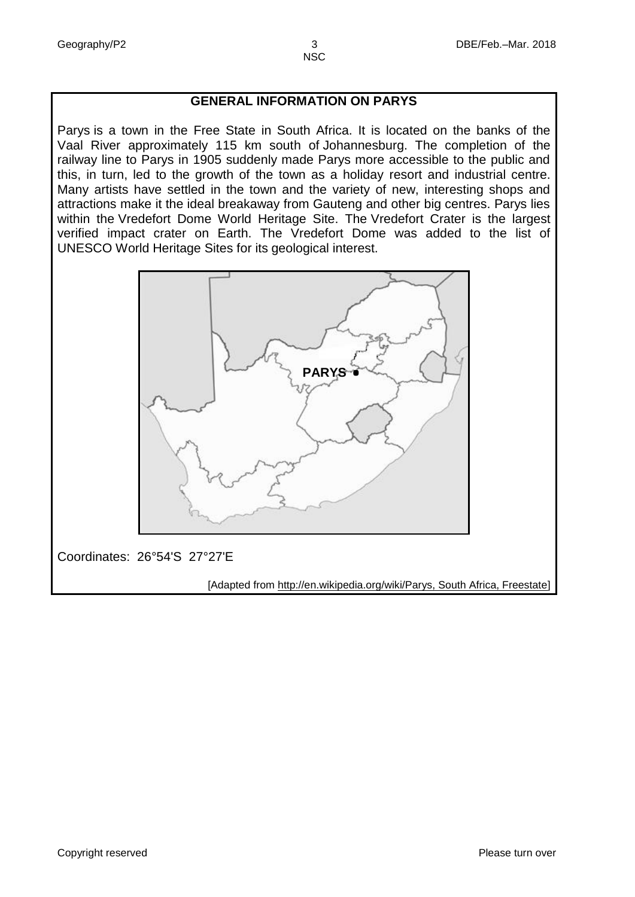## GENERAL INFORMATION ON PARYS

Parys is a town in the Free State in South Africa. It is located on the banks of the Vaal River approximately 115 km south of Johannesburg. The completion of the railway line to Parys in 1905 suddenly made Parys more accessible to the public and this, in turn, led to the growth of the town as a holiday resort and industrial centre. Many artists have settled in the town and the variety of new, interesting shops and attractions make it the ideal breakaway from Gauteng and other big centres. Parys lies within the Vredefort Dome World Heritage Site. The Vredefort Crater is the largest verified impact crater on Earth. The Vredefort Dome was added to the list of UNESCO World Heritage Sites for its geological interest.

PARYS

Coordinates: 26°54'S 27°27'E

[Adapted from http://en.wikipedia.org/wiki/Parys, South Africa, Freestate]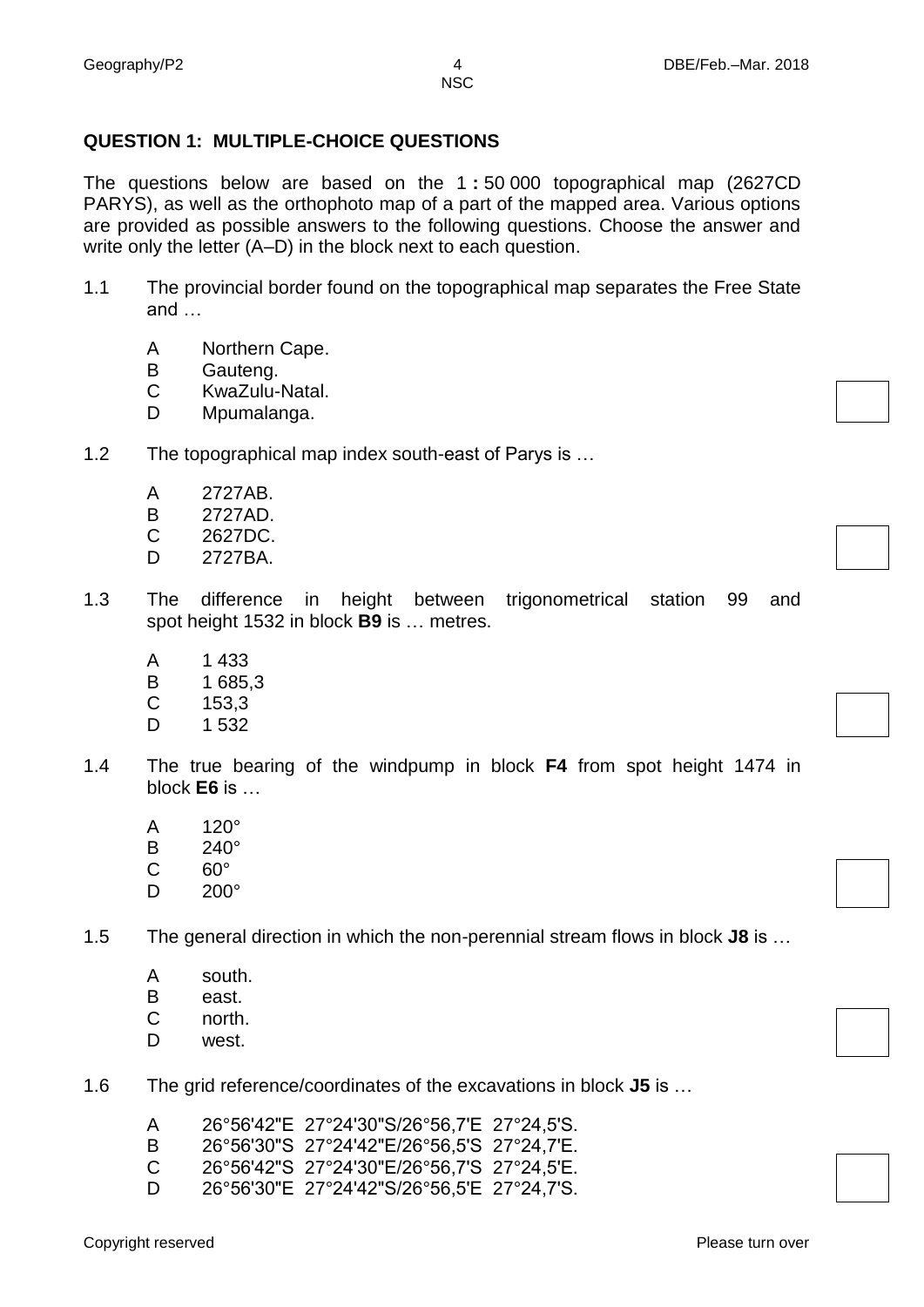## QUESTION 1: MULTIPLE-CHOICE QUESTIONS

The questions below are based on the 1 **:** 50 000 topographical map (2627CD PARYS), as well as the orthophoto map of a part of the mapped area. Various options are provided as possible answers to the following questions. Choose the answer and write only the letter (A–D) in the block next to each question.

1.1 The provincial border found on the topographical map separates the Free State and …

- A Northern Cape.
- B Gauteng.
- C KwaZulu-Natal.
- D Mpumalanga.

1.2 The topographical map index south-east of Parys is …

- A 2727AB.
- B 2727AD.
- C 2627DC.
- D 2727BA.

1.3 The difference in height between trigonometrical station 99 and spot height 1532 in block **B9** is … metres.

- A 1 433
- B 1 685,3
- C 153,3
- D 1 532

1.4 The true bearing of the windpump in block **F4** from spot height 1474 in block **E6** is …

- A 120°
- B 240°
- C 60°
- D 200°

1.5 The general direction in which the non-perennial stream flows in block **J8** is …

- A south.
- B east.
- C north.
- D west.

1.6 The grid reference/coordinates of the excavations in block **J5** is …

- A 26°56'42"E 27°24'30"S/26°56,7'E 27°24,5'S.
- B 26°56'30"S 27°24'42"E/26°56,5'S 27°24,7'E.
- C 26°56'42"S 27°24'30"E/26°56,7'S 27°24,5'E.
- D 26°56'30"E 27°24'42"S/26°56,5'E 27°24,7'S.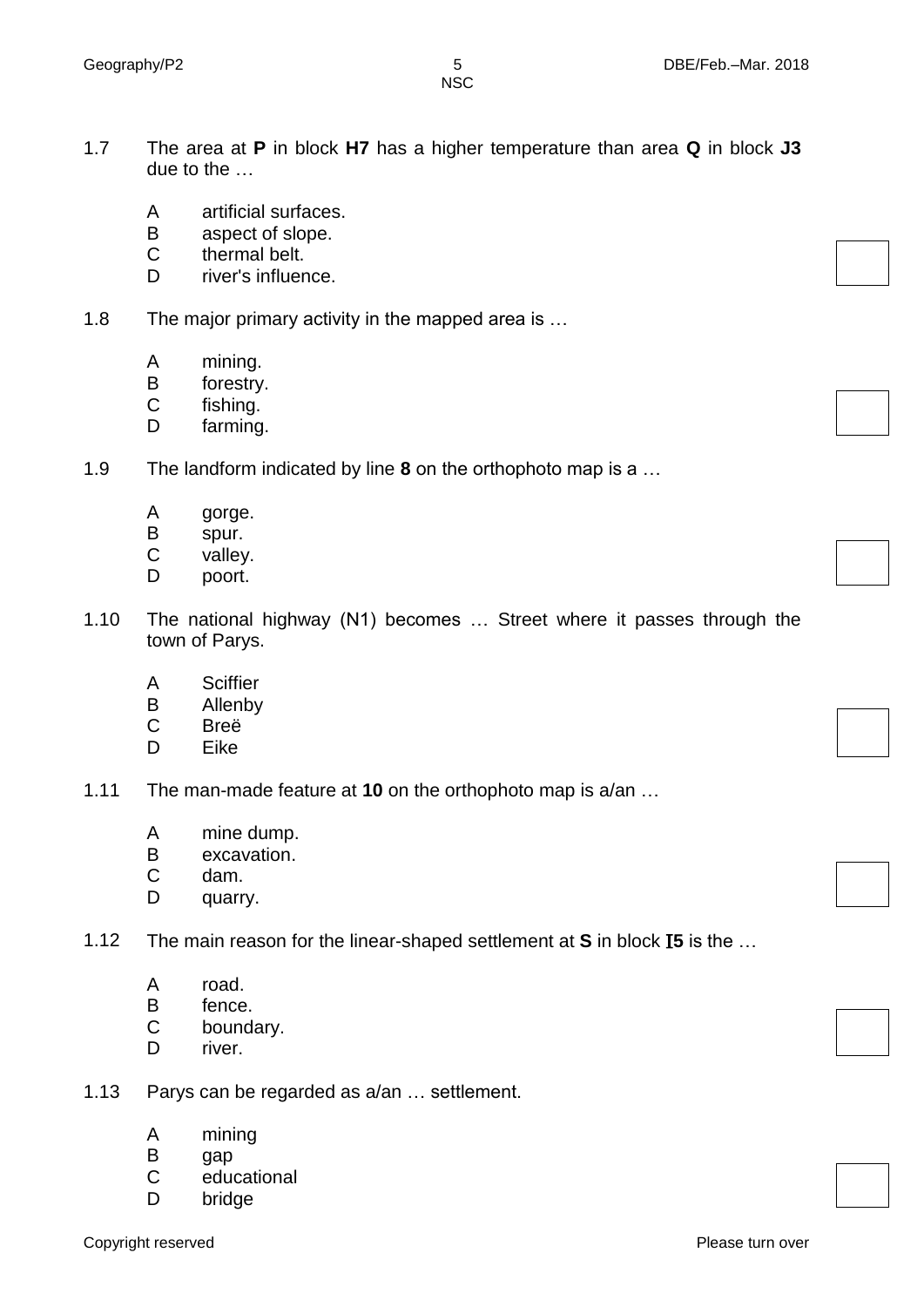1.7 The area at **P** in block **H7** has a higher temperature than area **Q** in block **J3** due to the …

- A artificial surfaces.
- B aspect of slope.
- C thermal belt.
- D river's influence.

1.8 The major primary activity in the mapped area is …

- A mining.
- B forestry.
- C fishing.
- D farming.

1.9 The landform indicated by line **8** on the orthophoto map is a …

- A gorge.
- B spur.
- C valley.
- D poort.

1.10 The national highway (N1) becomes … Street where it passes through the town of Parys.

- A Sciffier
- B Allenby
- C Breë
- D Eike

1.11 The man-made feature at **10** on the orthophoto map is a/an …

- A mine dump.
- B excavation.
- C dam.
- D quarry.

1.12 The main reason for the linear-shaped settlement at **S** in block **I5** is the …

- A road.
- B fence.
- C boundary.
- D river.

1.13 Parys can be regarded as a/an … settlement.

- A mining
- B gap
- C educational
- D bridge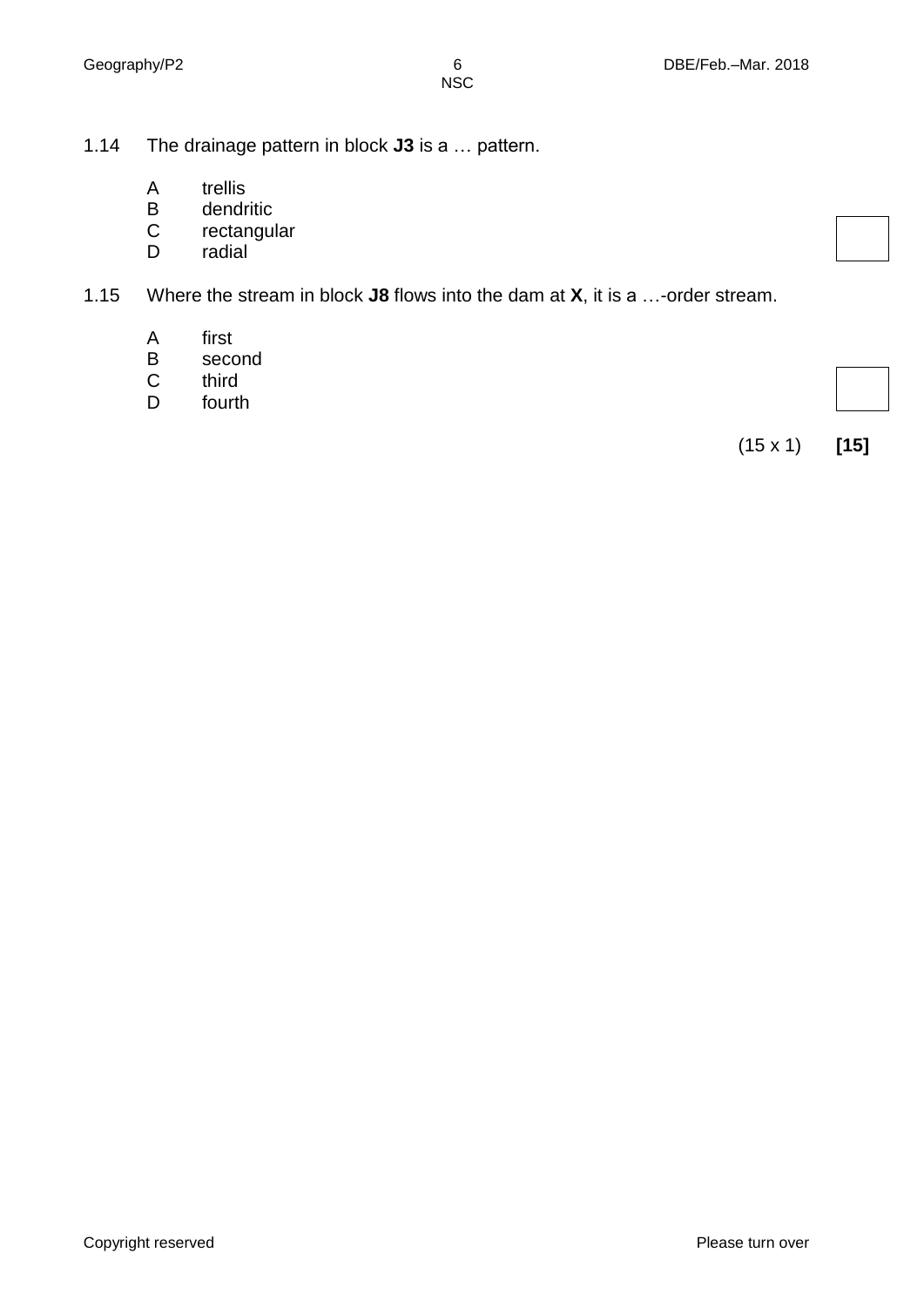1.14 The drainage pattern in block **J3** is a … pattern.

A trellis
B dendritic
C rectangular
D radial

1.15 Where the stream in block **J8** flows into the dam at **X**, it is a …-order stream.

A first
B second
C third
D fourth

(15 x 1) **[15]**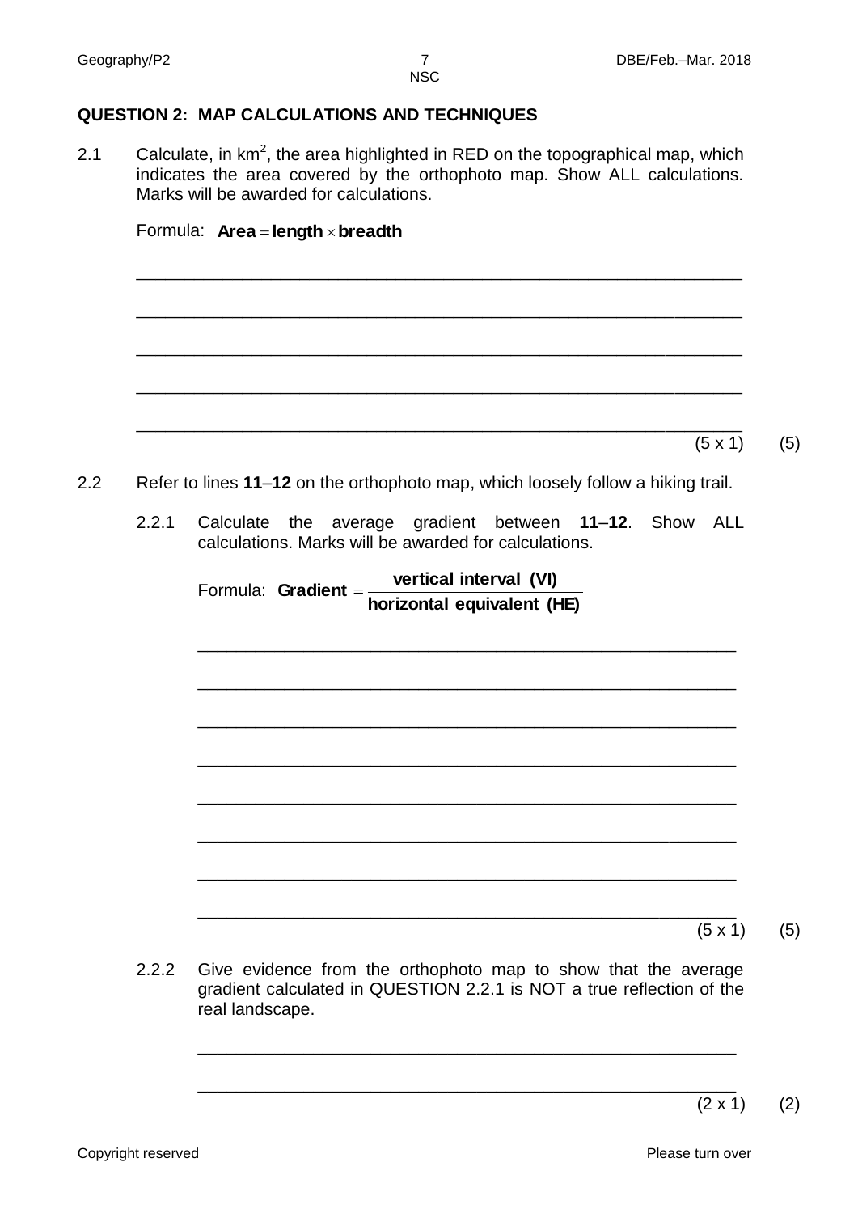## QUESTION 2: MAP CALCULATIONS AND TECHNIQUES

2.1 Calculate, in $km^2$, the area highlighted in RED on the topographical map, which indicates the area covered by the orthophoto map. Show ALL calculations. Marks will be awarded for calculations.

Formula: $\textbf{Area} = \textbf{length} \times \textbf{breadth}$

_______________________________________________________________

_______________________________________________________________

_______________________________________________________________

_______________________________________________________________

_______________________________________________________________

(5 x 1) (5)

2.2 Refer to lines **11**–**12** on the orthophoto map, which loosely follow a hiking trail.

2.2.1 Calculate the average gradient between **11**–**12**. Show ALL calculations. Marks will be awarded for calculations.

Formula: $\textbf{Gradient} = \dfrac{\textbf{vertical interval (VI)}}{\textbf{horizontal equivalent (HE)}}$

_______________________________________________________________

_______________________________________________________________

_______________________________________________________________

_______________________________________________________________

_______________________________________________________________

_______________________________________________________________

_______________________________________________________________

_______________________________________________________________

(5 x 1) (5)

2.2.2 Give evidence from the orthophoto map to show that the average gradient calculated in QUESTION 2.2.1 is NOT a true reflection of the real landscape.

_______________________________________________________________

_______________________________________________________________

(2 x 1) (2)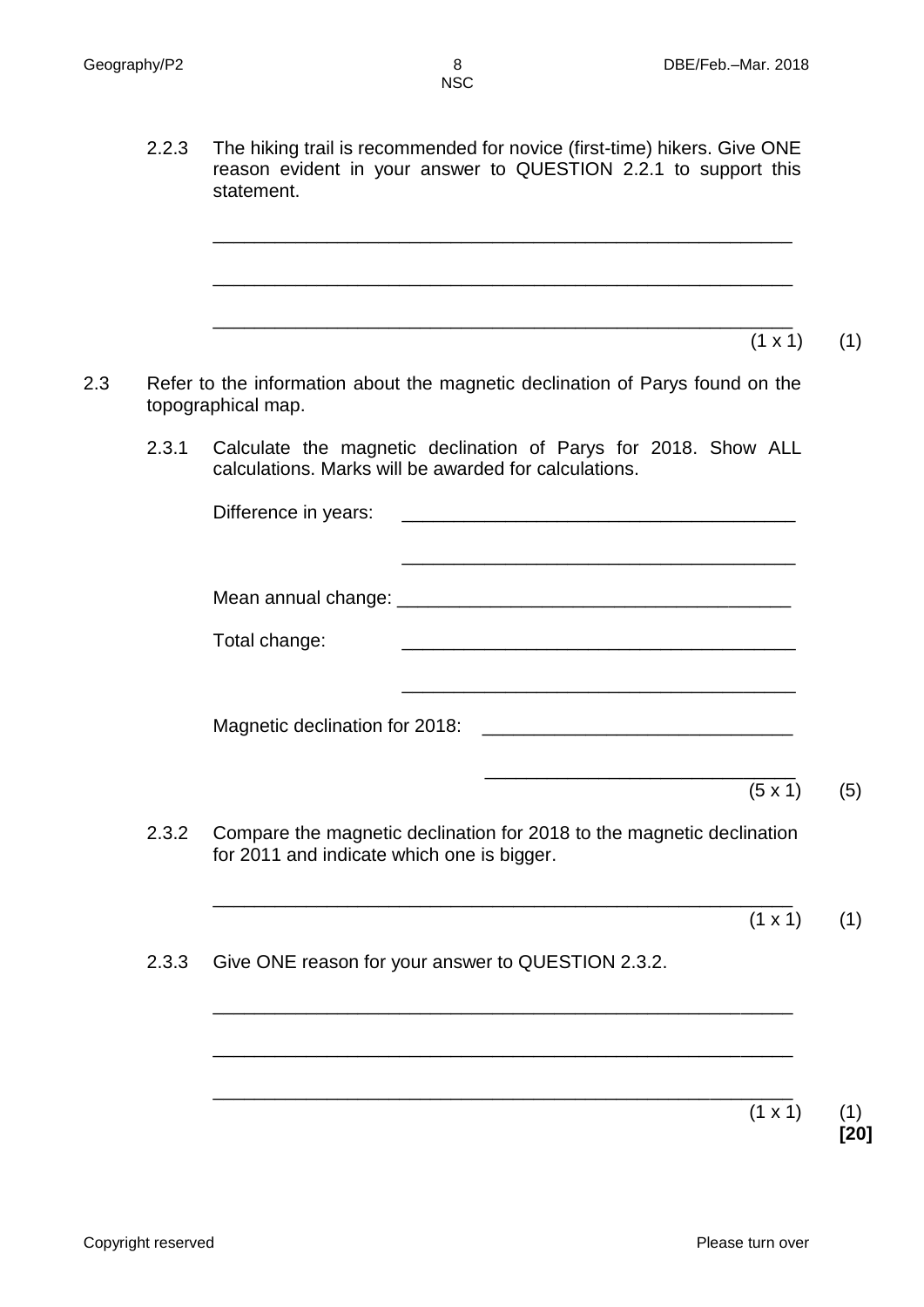2.2.3 The hiking trail is recommended for novice (first-time) hikers. Give ONE reason evident in your answer to QUESTION 2.2.1 to support this statement.

\_\_\_\_\_\_\_\_\_\_\_\_\_\_\_\_\_\_\_\_\_\_\_\_\_\_\_\_\_\_\_\_\_\_\_\_\_\_\_\_\_\_\_\_\_\_\_\_\_\_\_\_\_\_\_\_

\_\_\_\_\_\_\_\_\_\_\_\_\_\_\_\_\_\_\_\_\_\_\_\_\_\_\_\_\_\_\_\_\_\_\_\_\_\_\_\_\_\_\_\_\_\_\_\_\_\_\_\_\_\_\_\_

\_\_\_\_\_\_\_\_\_\_\_\_\_\_\_\_\_\_\_\_\_\_\_\_\_\_\_\_\_\_\_\_\_\_\_\_\_\_\_\_\_\_\_\_\_\_\_\_\_\_\_\_\_\_\_\_ (1 x 1) (1)

2.3 Refer to the information about the magnetic declination of Parys found on the topographical map.

2.3.1 Calculate the magnetic declination of Parys for 2018. Show ALL calculations. Marks will be awarded for calculations.

Difference in years: \_\_\_\_\_\_\_\_\_\_\_\_\_\_\_\_\_\_\_\_\_\_\_\_\_\_\_\_\_\_\_\_\_\_\_\_\_\_\_\_

\_\_\_\_\_\_\_\_\_\_\_\_\_\_\_\_\_\_\_\_\_\_\_\_\_\_\_\_\_\_\_\_\_\_\_\_\_\_\_\_

Mean annual change: \_\_\_\_\_\_\_\_\_\_\_\_\_\_\_\_\_\_\_\_\_\_\_\_\_\_\_\_\_\_\_\_\_\_\_\_\_\_\_\_

Total change: \_\_\_\_\_\_\_\_\_\_\_\_\_\_\_\_\_\_\_\_\_\_\_\_\_\_\_\_\_\_\_\_\_\_\_\_\_\_\_\_

\_\_\_\_\_\_\_\_\_\_\_\_\_\_\_\_\_\_\_\_\_\_\_\_\_\_\_\_\_\_\_\_\_\_\_\_\_\_\_\_

Magnetic declination for 2018: \_\_\_\_\_\_\_\_\_\_\_\_\_\_\_\_\_\_\_\_\_\_\_\_\_\_\_\_\_\_\_\_

\_\_\_\_\_\_\_\_\_\_\_\_\_\_\_\_\_\_\_\_\_\_\_\_\_\_\_\_\_\_\_\_ (5 x 1) (5)

2.3.2 Compare the magnetic declination for 2018 to the magnetic declination for 2011 and indicate which one is bigger.

\_\_\_\_\_\_\_\_\_\_\_\_\_\_\_\_\_\_\_\_\_\_\_\_\_\_\_\_\_\_\_\_\_\_\_\_\_\_\_\_\_\_\_\_\_\_\_\_\_\_\_\_\_\_\_\_ (1 x 1) (1)

2.3.3 Give ONE reason for your answer to QUESTION 2.3.2.

\_\_\_\_\_\_\_\_\_\_\_\_\_\_\_\_\_\_\_\_\_\_\_\_\_\_\_\_\_\_\_\_\_\_\_\_\_\_\_\_\_\_\_\_\_\_\_\_\_\_\_\_\_\_\_\_

\_\_\_\_\_\_\_\_\_\_\_\_\_\_\_\_\_\_\_\_\_\_\_\_\_\_\_\_\_\_\_\_\_\_\_\_\_\_\_\_\_\_\_\_\_\_\_\_\_\_\_\_\_\_\_\_

\_\_\_\_\_\_\_\_\_\_\_\_\_\_\_\_\_\_\_\_\_\_\_\_\_\_\_\_\_\_\_\_\_\_\_\_\_\_\_\_\_\_\_\_\_\_\_\_\_\_\_\_\_\_\_\_ (1 x 1) (1)

**[20]**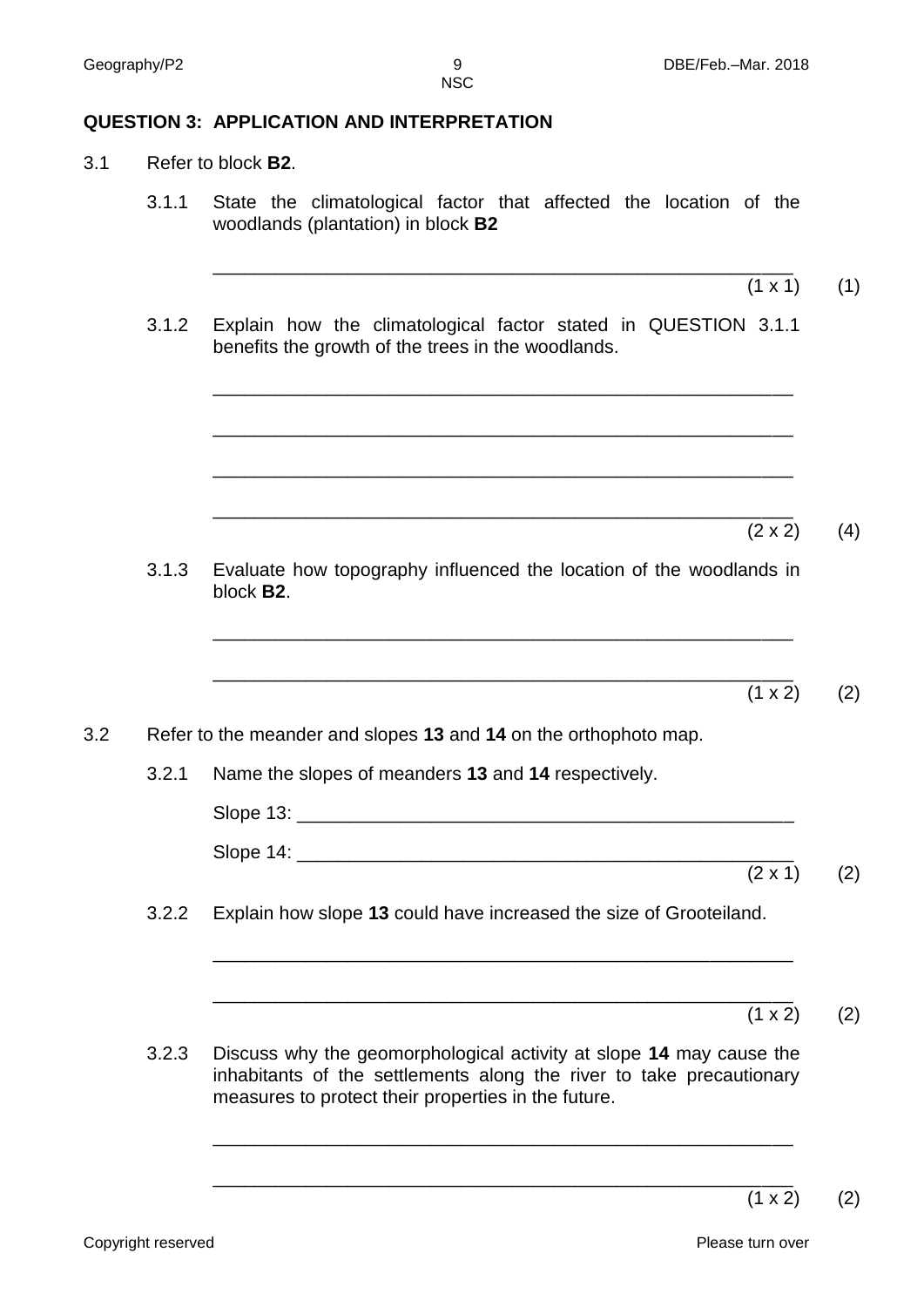## QUESTION 3: APPLICATION AND INTERPRETATION

3.1 Refer to block **B2**.

3.1.1 State the climatological factor that affected the location of the woodlands (plantation) in block **B2**

_______________________________________________________ (1 x 1) (1)

3.1.2 Explain how the climatological factor stated in QUESTION 3.1.1 benefits the growth of the trees in the woodlands.

_______________________________________________________

_______________________________________________________

_______________________________________________________

_______________________________________________________ (2 x 2) (4)

3.1.3 Evaluate how topography influenced the location of the woodlands in block **B2**.

_______________________________________________________

_______________________________________________________ (1 x 2) (2)

3.2 Refer to the meander and slopes **13** and **14** on the orthophoto map.

3.2.1 Name the slopes of meanders **13** and **14** respectively.

Slope 13: _______________________________________________

Slope 14: _______________________________________________ (2 x 1) (2)

3.2.2 Explain how slope **13** could have increased the size of Grooteiland.

_______________________________________________________

_______________________________________________________ (1 x 2) (2)

3.2.3 Discuss why the geomorphological activity at slope **14** may cause the inhabitants of the settlements along the river to take precautionary measures to protect their properties in the future.

_______________________________________________________

_______________________________________________________ (1 x 2) (2)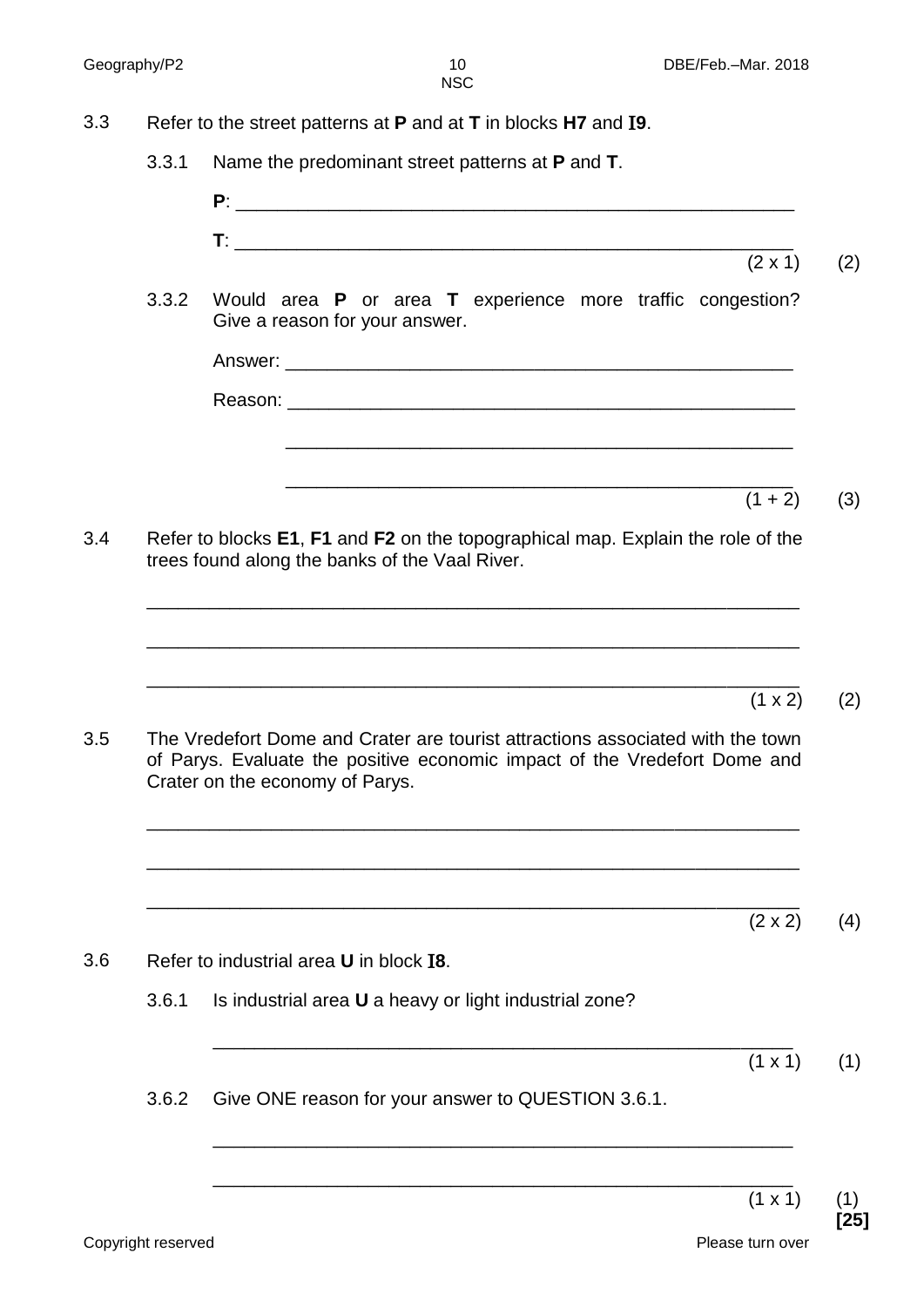3.3 Refer to the street patterns at **P** and at **T** in blocks **H7** and **I9**.

3.3.1 Name the predominant street patterns at **P** and **T**.

**P**: ______________________________________________________

**T**: ______________________________________________________ (2 x 1) (2)

3.3.2 Would area **P** or area **T** experience more traffic congestion? Give a reason for your answer.

Answer: ______________________________________________________

Reason: ______________________________________________________

______________________________________________________

______________________________________________________ (1 + 2) (3)

3.4 Refer to blocks **E1**, **F1** and **F2** on the topographical map. Explain the role of the trees found along the banks of the Vaal River.

______________________________________________________________

______________________________________________________________

______________________________________________________________ (1 x 2) (2)

3.5 The Vredefort Dome and Crater are tourist attractions associated with the town of Parys. Evaluate the positive economic impact of the Vredefort Dome and Crater on the economy of Parys.

______________________________________________________________

______________________________________________________________

______________________________________________________________ (2 x 2) (4)

3.6 Refer to industrial area **U** in block **I8**.

3.6.1 Is industrial area **U** a heavy or light industrial zone?

______________________________________________________ (1 x 1) (1)

3.6.2 Give ONE reason for your answer to QUESTION 3.6.1.

______________________________________________________

______________________________________________________ (1 x 1) (1)

**[25]**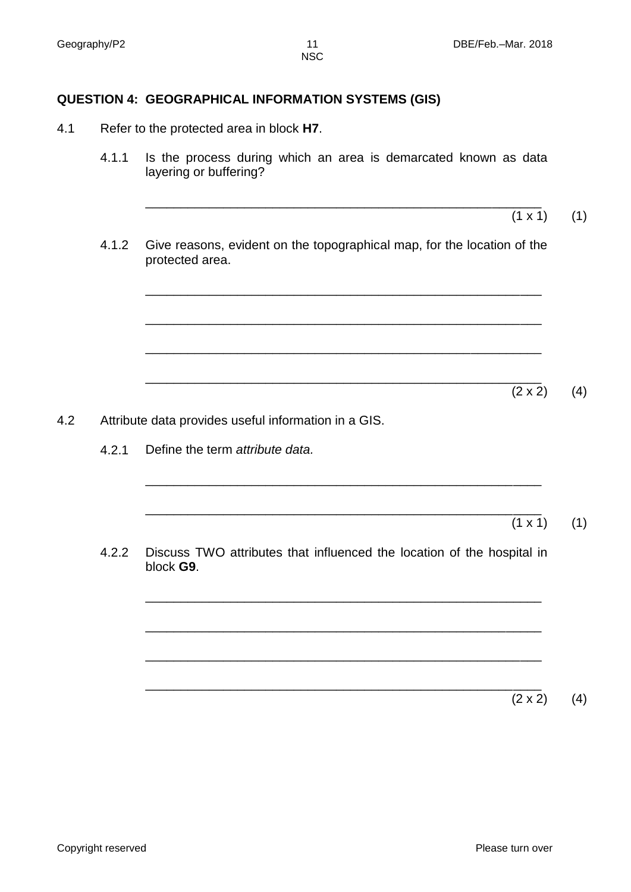## QUESTION 4: GEOGRAPHICAL INFORMATION SYSTEMS (GIS)

4.1 Refer to the protected area in block **H7**.

4.1.1 Is the process during which an area is demarcated known as data layering or buffering?

_______________________________________________________ (1 x 1) (1)

4.1.2 Give reasons, evident on the topographical map, for the location of the protected area.

_______________________________________________________

_______________________________________________________

_______________________________________________________

_______________________________________________________ (2 x 2) (4)

4.2 Attribute data provides useful information in a GIS.

4.2.1 Define the term *attribute data.*

_______________________________________________________

_______________________________________________________ (1 x 1) (1)

4.2.2 Discuss TWO attributes that influenced the location of the hospital in block **G9**.

_______________________________________________________

_______________________________________________________

_______________________________________________________

_______________________________________________________ (2 x 2) (4)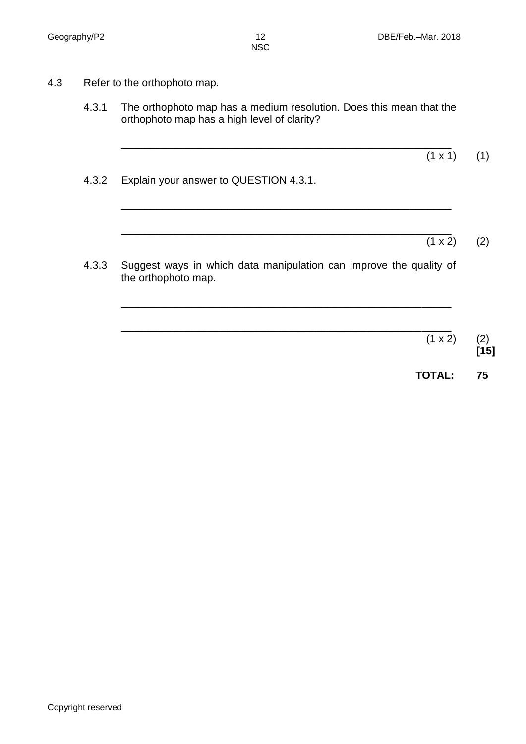4.3 Refer to the orthophoto map.

4.3.1 The orthophoto map has a medium resolution. Does this mean that the orthophoto map has a high level of clarity?

_______________________________________________________

(1 x 1) (1)

4.3.2 Explain your answer to QUESTION 4.3.1.

_______________________________________________________

_______________________________________________________

(1 x 2) (2)

4.3.3 Suggest ways in which data manipulation can improve the quality of the orthophoto map.

_______________________________________________________

_______________________________________________________

(1 x 2) (2)

**[15]**

**TOTAL: 75**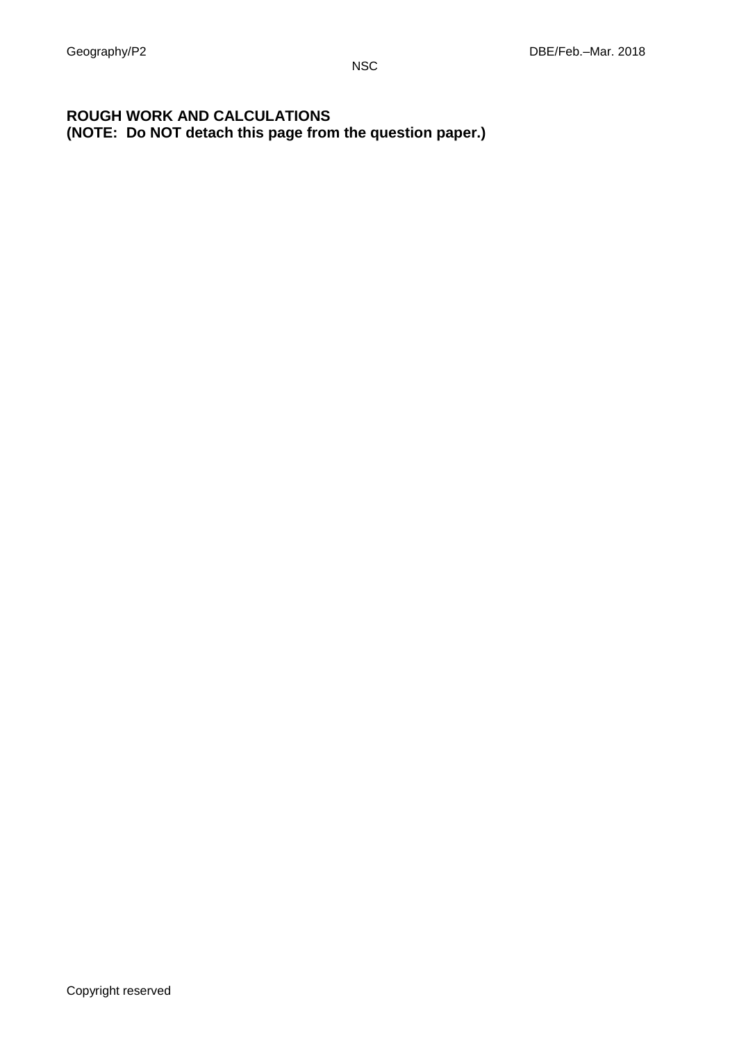**ROUGH WORK AND CALCULATIONS**
**(NOTE: Do NOT detach this page from the question paper.)**